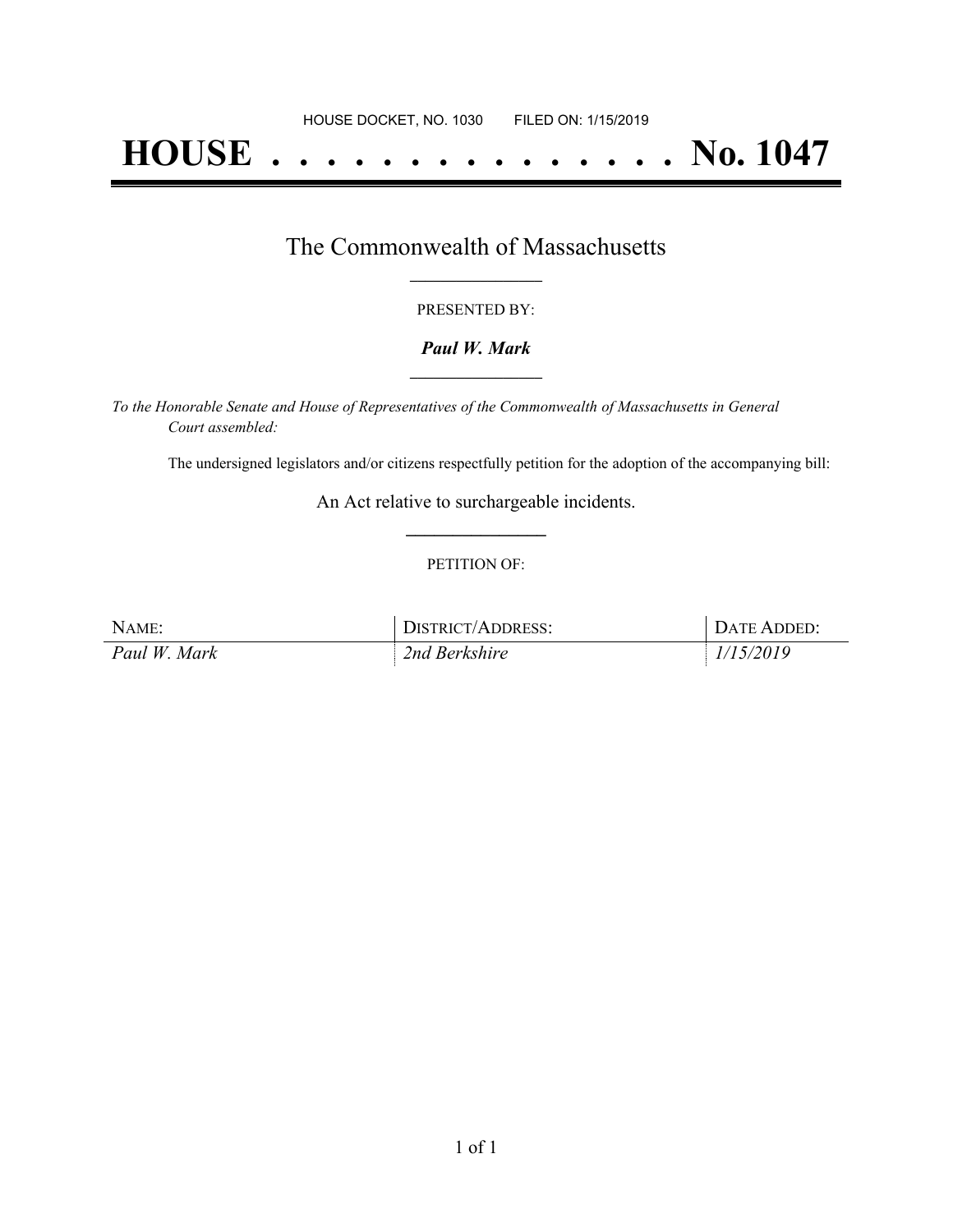HOUSE DOCKET, NO. 1030 FILED ON: 1/15/2019

# HOUSE . . . . . . . . . . . . . . . No. 1047

## The Commonwealth of Massachusetts

PRESENTED BY:

***Paul W. Mark***

*To the Honorable Senate and House of Representatives of the Commonwealth of Massachusetts in General Court assembled:*

The undersigned legislators and/or citizens respectfully petition for the adoption of the accompanying bill:

An Act relative to surchargeable incidents.

PETITION OF:

| NAME: | DISTRICT/ADDRESS: | DATE ADDED: |
| --- | --- | --- |
| *Paul W. Mark* | *2nd Berkshire* | *1/15/2019* |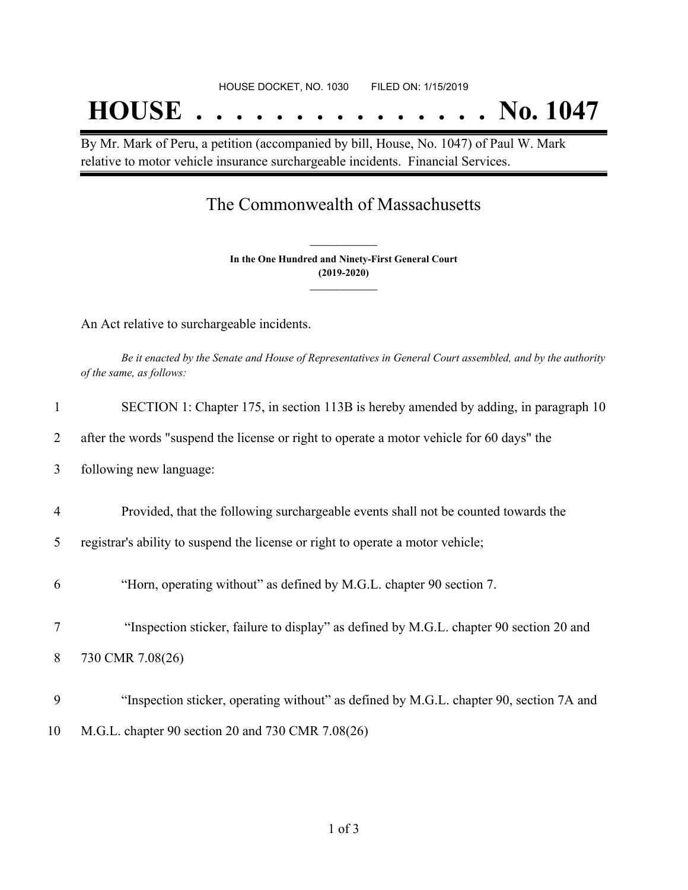HOUSE DOCKET, NO. 1030 FILED ON: 1/15/2019

# HOUSE . . . . . . . . . . . . . . . No. 1047

By Mr. Mark of Peru, a petition (accompanied by bill, House, No. 1047) of Paul W. Mark relative to motor vehicle insurance surchargeable incidents. Financial Services.

## The Commonwealth of Massachusetts

**In the One Hundred and Ninety-First General Court**
**(2019-2020)**

An Act relative to surchargeable incidents.

*Be it enacted by the Senate and House of Representatives in General Court assembled, and by the authority of the same, as follows:*

1 SECTION 1: Chapter 175, in section 113B is hereby amended by adding, in paragraph 10
2 after the words "suspend the license or right to operate a motor vehicle for 60 days" the
3 following new language:

4 Provided, that the following surchargeable events shall not be counted towards the
5 registrar's ability to suspend the license or right to operate a motor vehicle;

6 "Horn, operating without" as defined by M.G.L. chapter 90 section 7.

7 "Inspection sticker, failure to display" as defined by M.G.L. chapter 90 section 20 and
8 730 CMR 7.08(26)

9 "Inspection sticker, operating without" as defined by M.G.L. chapter 90, section 7A and
10 M.G.L. chapter 90 section 20 and 730 CMR 7.08(26)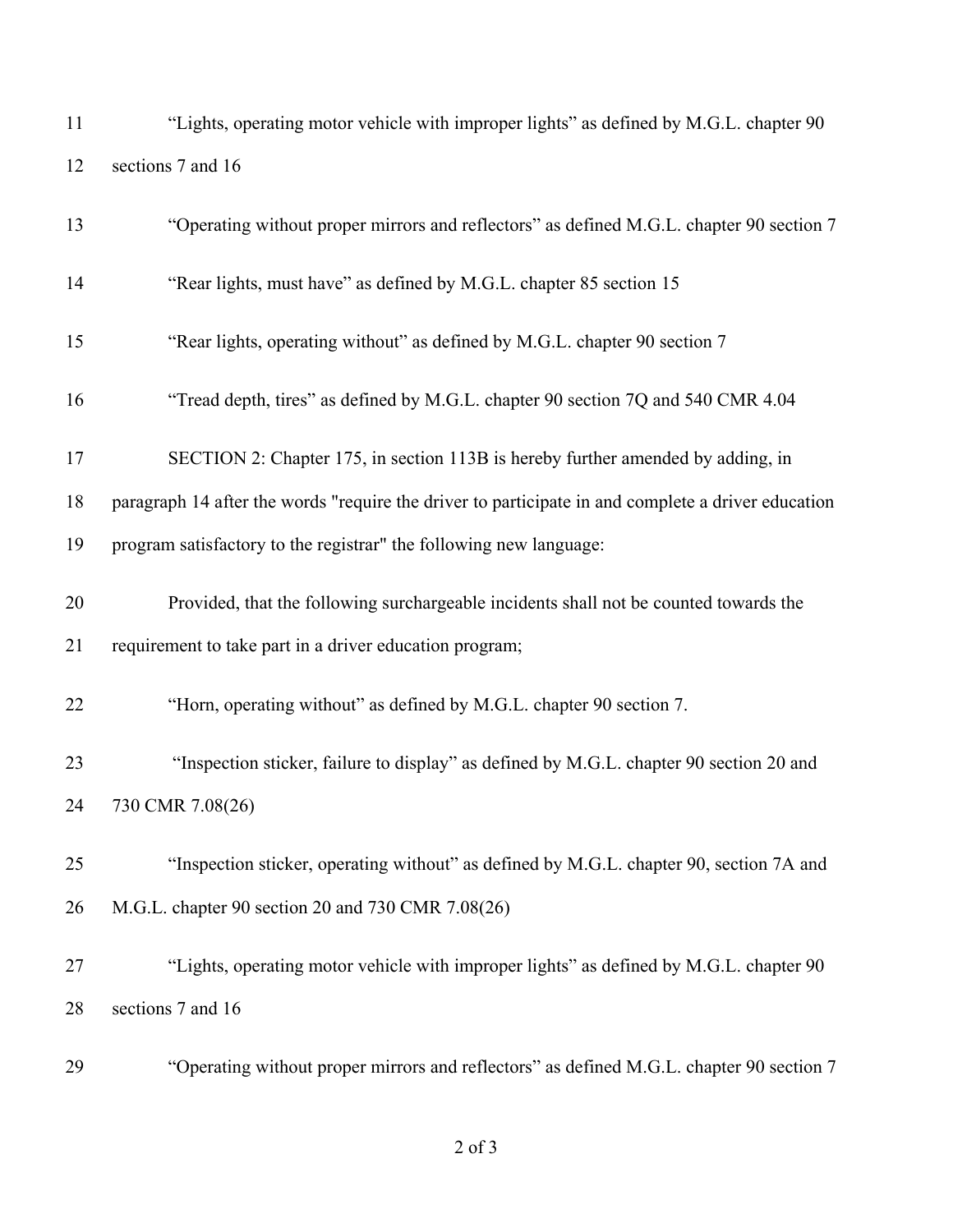"Lights, operating motor vehicle with improper lights" as defined by M.G.L. chapter 90 sections 7 and 16

"Operating without proper mirrors and reflectors" as defined M.G.L. chapter 90 section 7

"Rear lights, must have" as defined by M.G.L. chapter 85 section 15

"Rear lights, operating without" as defined by M.G.L. chapter 90 section 7

"Tread depth, tires" as defined by M.G.L. chapter 90 section 7Q and 540 CMR 4.04

SECTION 2: Chapter 175, in section 113B is hereby further amended by adding, in paragraph 14 after the words "require the driver to participate in and complete a driver education program satisfactory to the registrar" the following new language:

Provided, that the following surchargeable incidents shall not be counted towards the requirement to take part in a driver education program;

"Horn, operating without" as defined by M.G.L. chapter 90 section 7.

"Inspection sticker, failure to display" as defined by M.G.L. chapter 90 section 20 and 730 CMR 7.08(26)

"Inspection sticker, operating without" as defined by M.G.L. chapter 90, section 7A and M.G.L. chapter 90 section 20 and 730 CMR 7.08(26)

"Lights, operating motor vehicle with improper lights" as defined by M.G.L. chapter 90 sections 7 and 16

"Operating without proper mirrors and reflectors" as defined M.G.L. chapter 90 section 7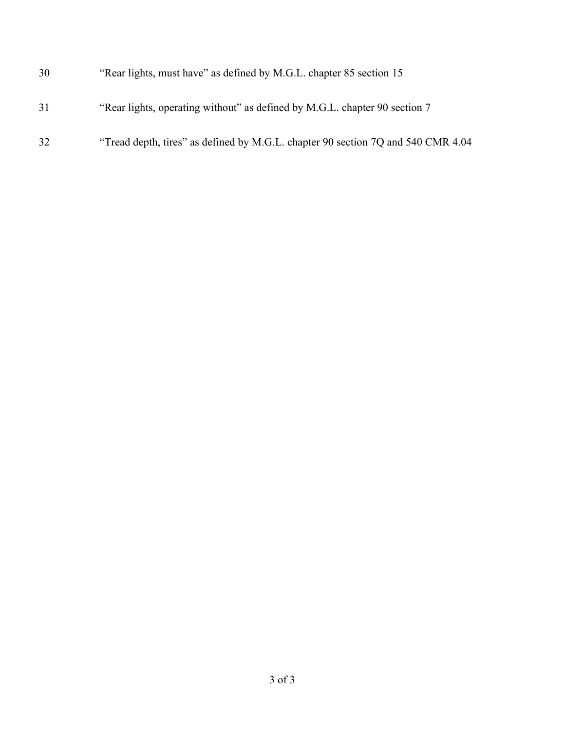| | |
|---|---|
| 30 | “Rear lights, must have” as defined by M.G.L. chapter 85 section 15 |
| 31 | “Rear lights, operating without” as defined by M.G.L. chapter 90 section 7 |
| 32 | “Tread depth, tires” as defined by M.G.L. chapter 90 section 7Q and 540 CMR 4.04 |